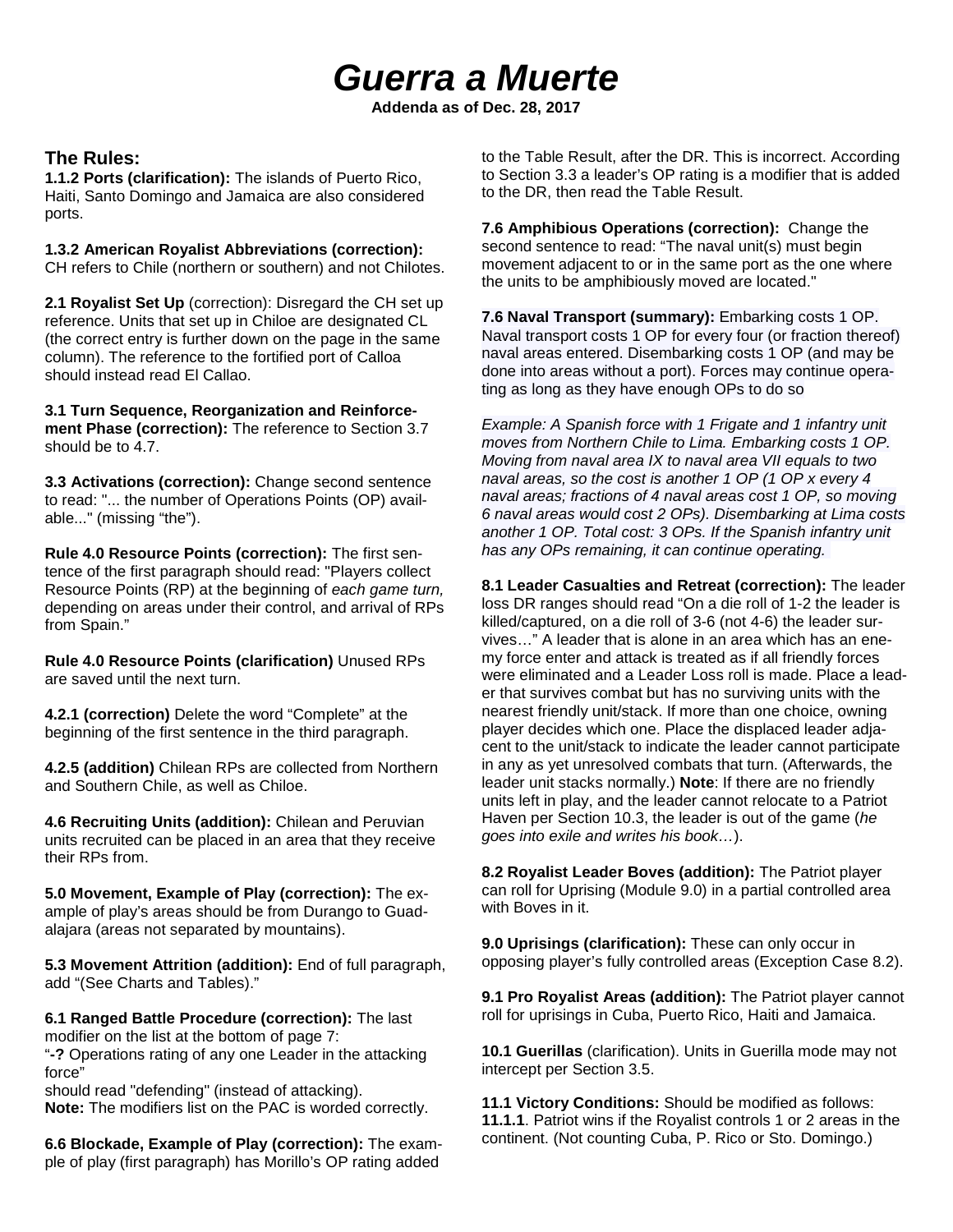# *Guerra a Muerte*

**Addenda as of Dec. 28, 2017**

## The Rules:

**1.1.2 Ports (clarification):** The islands of Puerto Rico, Haiti, Santo Domingo and Jamaica are also considered ports.

**1.3.2 American Royalist Abbreviations (correction):** CH refers to Chile (northern or southern) and not Chilotes.

**2.1 Royalist Set Up** (correction): Disregard the CH set up reference. Units that set up in Chiloe are designated CL (the correct entry is further down on the page in the same column). The reference to the fortified port of Calloa should instead read El Callao.

**3.1 Turn Sequence, Reorganization and Reinforcement Phase (correction):** The reference to Section 3.7 should be to 4.7.

**3.3 Activations (correction):** Change second sentence to read: "... the number of Operations Points (OP) available..." (missing "the").

**Rule 4.0 Resource Points (correction):** The first sentence of the first paragraph should read: "Players collect Resource Points (RP) at the beginning of *each game turn,* depending on areas under their control, and arrival of RPs from Spain."

**Rule 4.0 Resource Points (clarification)** Unused RPs are saved until the next turn.

**4.2.1 (correction)** Delete the word "Complete" at the beginning of the first sentence in the third paragraph.

**4.2.5 (addition)** Chilean RPs are collected from Northern and Southern Chile, as well as Chiloe.

**4.6 Recruiting Units (addition):** Chilean and Peruvian units recruited can be placed in an area that they receive their RPs from.

**5.0 Movement, Example of Play (correction):** The example of play's areas should be from Durango to Guadalajara (areas not separated by mountains).

**5.3 Movement Attrition (addition):** End of full paragraph, add "(See Charts and Tables)."

**6.1 Ranged Battle Procedure (correction):** The last modifier on the list at the bottom of page 7:
"**-?** Operations rating of any one Leader in the attacking force"
should read "defending" (instead of attacking).
**Note:** The modifiers list on the PAC is worded correctly.

**6.6 Blockade, Example of Play (correction):** The example of play (first paragraph) has Morillo's OP rating added to the Table Result, after the DR. This is incorrect. According to Section 3.3 a leader's OP rating is a modifier that is added to the DR, then read the Table Result.

**7.6 Amphibious Operations (correction):** Change the second sentence to read: "The naval unit(s) must begin movement adjacent to or in the same port as the one where the units to be amphibiously moved are located."

**7.6 Naval Transport (summary):** Embarking costs 1 OP. Naval transport costs 1 OP for every four (or fraction thereof) naval areas entered. Disembarking costs 1 OP (and may be done into areas without a port). Forces may continue operating as long as they have enough OPs to do so

*Example: A Spanish force with 1 Frigate and 1 infantry unit moves from Northern Chile to Lima. Embarking costs 1 OP. Moving from naval area IX to naval area VII equals to two naval areas, so the cost is another 1 OP (1 OP x every 4 naval areas; fractions of 4 naval areas cost 1 OP, so moving 6 naval areas would cost 2 OPs). Disembarking at Lima costs another 1 OP. Total cost: 3 OPs. If the Spanish infantry unit has any OPs remaining, it can continue operating.*

**8.1 Leader Casualties and Retreat (correction):** The leader loss DR ranges should read "On a die roll of 1-2 the leader is killed/captured, on a die roll of 3-6 (not 4-6) the leader survives…" A leader that is alone in an area which has an enemy force enter and attack is treated as if all friendly forces were eliminated and a Leader Loss roll is made. Place a leader that survives combat but has no surviving units with the nearest friendly unit/stack. If more than one choice, owning player decides which one. Place the displaced leader adjacent to the unit/stack to indicate the leader cannot participate in any as yet unresolved combats that turn. (Afterwards, the leader unit stacks normally.) **Note**: If there are no friendly units left in play, and the leader cannot relocate to a Patriot Haven per Section 10.3, the leader is out of the game (*he goes into exile and writes his book…*).

**8.2 Royalist Leader Boves (addition):** The Patriot player can roll for Uprising (Module 9.0) in a partial controlled area with Boves in it.

**9.0 Uprisings (clarification):** These can only occur in opposing player's fully controlled areas (Exception Case 8.2).

**9.1 Pro Royalist Areas (addition):** The Patriot player cannot roll for uprisings in Cuba, Puerto Rico, Haiti and Jamaica.

**10.1 Guerillas** (clarification). Units in Guerilla mode may not intercept per Section 3.5.

**11.1 Victory Conditions:** Should be modified as follows:
**11.1.1**. Patriot wins if the Royalist controls 1 or 2 areas in the continent. (Not counting Cuba, P. Rico or Sto. Domingo.)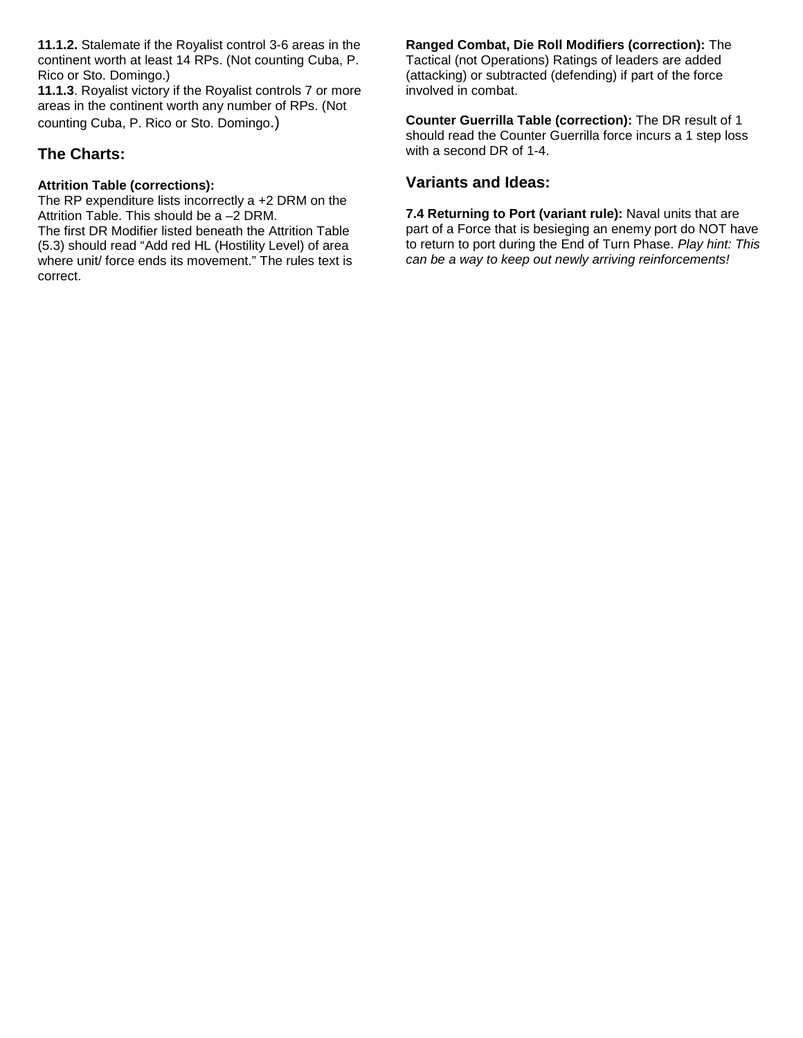**11.1.2.** Stalemate if the Royalist control 3-6 areas in the continent worth at least 14 RPs. (Not counting Cuba, P. Rico or Sto. Domingo.)

**11.1.3**. Royalist victory if the Royalist controls 7 or more areas in the continent worth any number of RPs. (Not counting Cuba, P. Rico or Sto. Domingo.)

## The Charts:

**Attrition Table (corrections):**

The RP expenditure lists incorrectly a +2 DRM on the Attrition Table. This should be a –2 DRM.

The first DR Modifier listed beneath the Attrition Table (5.3) should read "Add red HL (Hostility Level) of area where unit/ force ends its movement." The rules text is correct.

**Ranged Combat, Die Roll Modifiers (correction):** The Tactical (not Operations) Ratings of leaders are added (attacking) or subtracted (defending) if part of the force involved in combat.

**Counter Guerrilla Table (correction):** The DR result of 1 should read the Counter Guerrilla force incurs a 1 step loss with a second DR of 1-4.

## Variants and Ideas:

**7.4 Returning to Port (variant rule):** Naval units that are part of a Force that is besieging an enemy port do NOT have to return to port during the End of Turn Phase. *Play hint: This can be a way to keep out newly arriving reinforcements!*